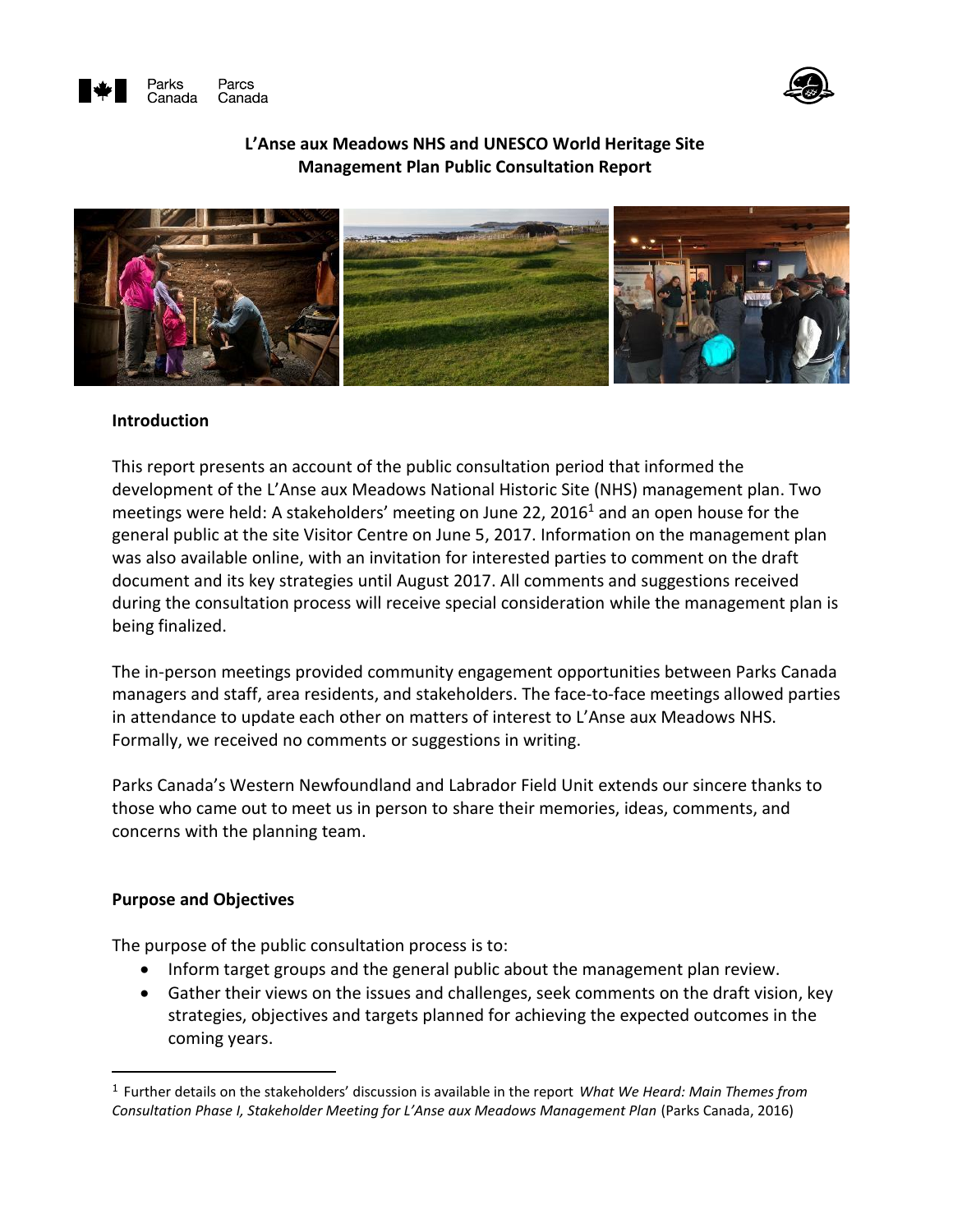Parks Canada Parcs Canada

**L'Anse aux Meadows NHS and UNESCO World Heritage Site**
**Management Plan Public Consultation Report**

## Introduction

This report presents an account of the public consultation period that informed the development of the L'Anse aux Meadows National Historic Site (NHS) management plan. Two meetings were held: A stakeholders' meeting on June 22, 2016[1] and an open house for the general public at the site Visitor Centre on June 5, 2017. Information on the management plan was also available online, with an invitation for interested parties to comment on the draft document and its key strategies until August 2017. All comments and suggestions received during the consultation process will receive special consideration while the management plan is being finalized.

The in-person meetings provided community engagement opportunities between Parks Canada managers and staff, area residents, and stakeholders. The face-to-face meetings allowed parties in attendance to update each other on matters of interest to L'Anse aux Meadows NHS. Formally, we received no comments or suggestions in writing.

Parks Canada's Western Newfoundland and Labrador Field Unit extends our sincere thanks to those who came out to meet us in person to share their memories, ideas, comments, and concerns with the planning team.

## Purpose and Objectives

The purpose of the public consultation process is to:

- Inform target groups and the general public about the management plan review.
- Gather their views on the issues and challenges, seek comments on the draft vision, key strategies, objectives and targets planned for achieving the expected outcomes in the coming years.

---

[1] Further details on the stakeholders' discussion is available in the report *What We Heard: Main Themes from Consultation Phase I, Stakeholder Meeting for L'Anse aux Meadows Management Plan* (Parks Canada, 2016)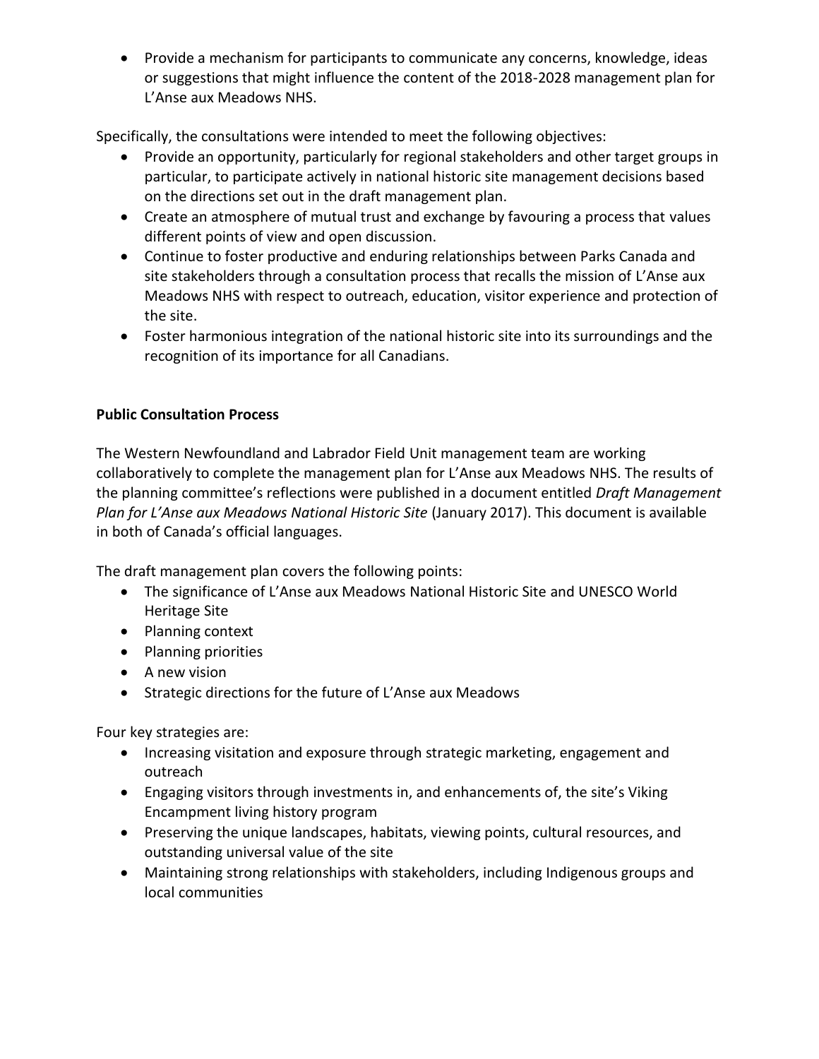- Provide a mechanism for participants to communicate any concerns, knowledge, ideas or suggestions that might influence the content of the 2018-2028 management plan for L'Anse aux Meadows NHS.

Specifically, the consultations were intended to meet the following objectives:

- Provide an opportunity, particularly for regional stakeholders and other target groups in particular, to participate actively in national historic site management decisions based on the directions set out in the draft management plan.
- Create an atmosphere of mutual trust and exchange by favouring a process that values different points of view and open discussion.
- Continue to foster productive and enduring relationships between Parks Canada and site stakeholders through a consultation process that recalls the mission of L'Anse aux Meadows NHS with respect to outreach, education, visitor experience and protection of the site.
- Foster harmonious integration of the national historic site into its surroundings and the recognition of its importance for all Canadians.

**Public Consultation Process**

The Western Newfoundland and Labrador Field Unit management team are working collaboratively to complete the management plan for L'Anse aux Meadows NHS. The results of the planning committee's reflections were published in a document entitled *Draft Management Plan for L'Anse aux Meadows National Historic Site* (January 2017). This document is available in both of Canada's official languages.

The draft management plan covers the following points:

- The significance of L'Anse aux Meadows National Historic Site and UNESCO World Heritage Site
- Planning context
- Planning priorities
- A new vision
- Strategic directions for the future of L'Anse aux Meadows

Four key strategies are:

- Increasing visitation and exposure through strategic marketing, engagement and outreach
- Engaging visitors through investments in, and enhancements of, the site's Viking Encampment living history program
- Preserving the unique landscapes, habitats, viewing points, cultural resources, and outstanding universal value of the site
- Maintaining strong relationships with stakeholders, including Indigenous groups and local communities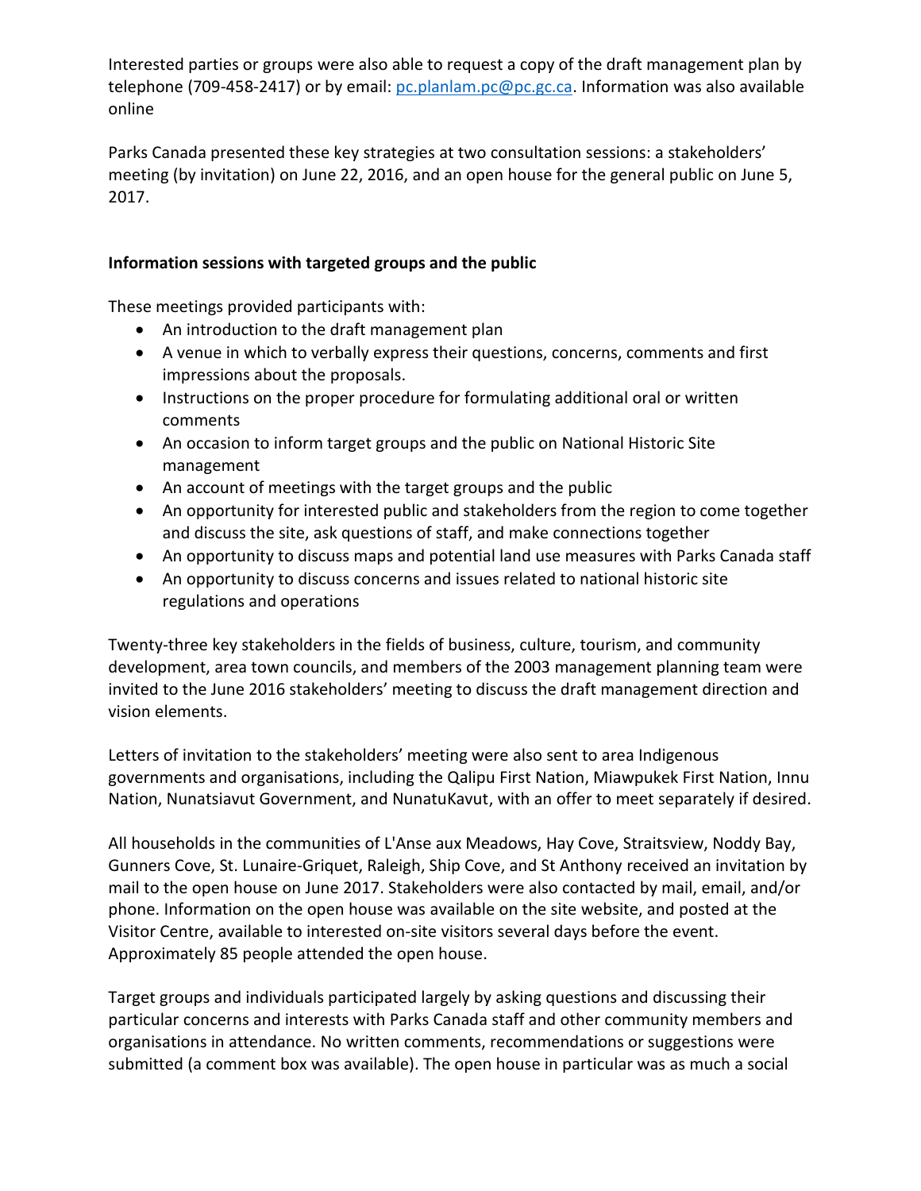Interested parties or groups were also able to request a copy of the draft management plan by telephone (709-458-2417) or by email: pc.planlam.pc@pc.gc.ca. Information was also available online

Parks Canada presented these key strategies at two consultation sessions: a stakeholders' meeting (by invitation) on June 22, 2016, and an open house for the general public on June 5, 2017.

**Information sessions with targeted groups and the public**

These meetings provided participants with:

- An introduction to the draft management plan
- A venue in which to verbally express their questions, concerns, comments and first impressions about the proposals.
- Instructions on the proper procedure for formulating additional oral or written comments
- An occasion to inform target groups and the public on National Historic Site management
- An account of meetings with the target groups and the public
- An opportunity for interested public and stakeholders from the region to come together and discuss the site, ask questions of staff, and make connections together
- An opportunity to discuss maps and potential land use measures with Parks Canada staff
- An opportunity to discuss concerns and issues related to national historic site regulations and operations

Twenty-three key stakeholders in the fields of business, culture, tourism, and community development, area town councils, and members of the 2003 management planning team were invited to the June 2016 stakeholders' meeting to discuss the draft management direction and vision elements.

Letters of invitation to the stakeholders' meeting were also sent to area Indigenous governments and organisations, including the Qalipu First Nation, Miawpukek First Nation, Innu Nation, Nunatsiavut Government, and NunatuKavut, with an offer to meet separately if desired.

All households in the communities of L'Anse aux Meadows, Hay Cove, Straitsview, Noddy Bay, Gunners Cove, St. Lunaire-Griquet, Raleigh, Ship Cove, and St Anthony received an invitation by mail to the open house on June 2017. Stakeholders were also contacted by mail, email, and/or phone. Information on the open house was available on the site website, and posted at the Visitor Centre, available to interested on-site visitors several days before the event. Approximately 85 people attended the open house.

Target groups and individuals participated largely by asking questions and discussing their particular concerns and interests with Parks Canada staff and other community members and organisations in attendance. No written comments, recommendations or suggestions were submitted (a comment box was available). The open house in particular was as much a social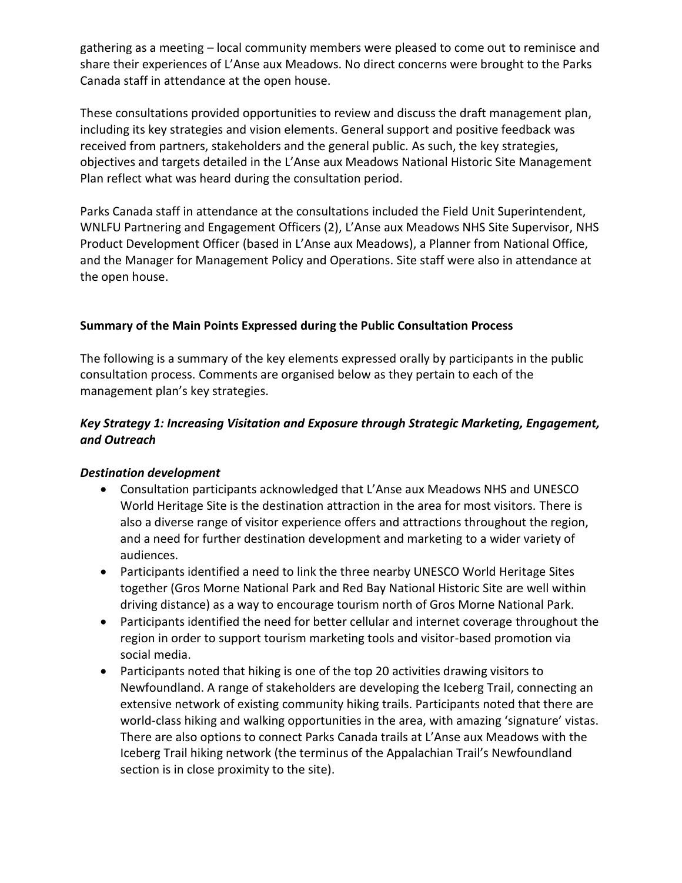gathering as a meeting – local community members were pleased to come out to reminisce and share their experiences of L'Anse aux Meadows. No direct concerns were brought to the Parks Canada staff in attendance at the open house.

These consultations provided opportunities to review and discuss the draft management plan, including its key strategies and vision elements. General support and positive feedback was received from partners, stakeholders and the general public. As such, the key strategies, objectives and targets detailed in the L'Anse aux Meadows National Historic Site Management Plan reflect what was heard during the consultation period.

Parks Canada staff in attendance at the consultations included the Field Unit Superintendent, WNLFU Partnering and Engagement Officers (2), L'Anse aux Meadows NHS Site Supervisor, NHS Product Development Officer (based in L'Anse aux Meadows), a Planner from National Office, and the Manager for Management Policy and Operations. Site staff were also in attendance at the open house.

**Summary of the Main Points Expressed during the Public Consultation Process**

The following is a summary of the key elements expressed orally by participants in the public consultation process. Comments are organised below as they pertain to each of the management plan's key strategies.

***Key Strategy 1: Increasing Visitation and Exposure through Strategic Marketing, Engagement, and Outreach***

***Destination development***

- Consultation participants acknowledged that L'Anse aux Meadows NHS and UNESCO World Heritage Site is the destination attraction in the area for most visitors. There is also a diverse range of visitor experience offers and attractions throughout the region, and a need for further destination development and marketing to a wider variety of audiences.
- Participants identified a need to link the three nearby UNESCO World Heritage Sites together (Gros Morne National Park and Red Bay National Historic Site are well within driving distance) as a way to encourage tourism north of Gros Morne National Park.
- Participants identified the need for better cellular and internet coverage throughout the region in order to support tourism marketing tools and visitor-based promotion via social media.
- Participants noted that hiking is one of the top 20 activities drawing visitors to Newfoundland. A range of stakeholders are developing the Iceberg Trail, connecting an extensive network of existing community hiking trails. Participants noted that there are world-class hiking and walking opportunities in the area, with amazing 'signature' vistas. There are also options to connect Parks Canada trails at L'Anse aux Meadows with the Iceberg Trail hiking network (the terminus of the Appalachian Trail's Newfoundland section is in close proximity to the site).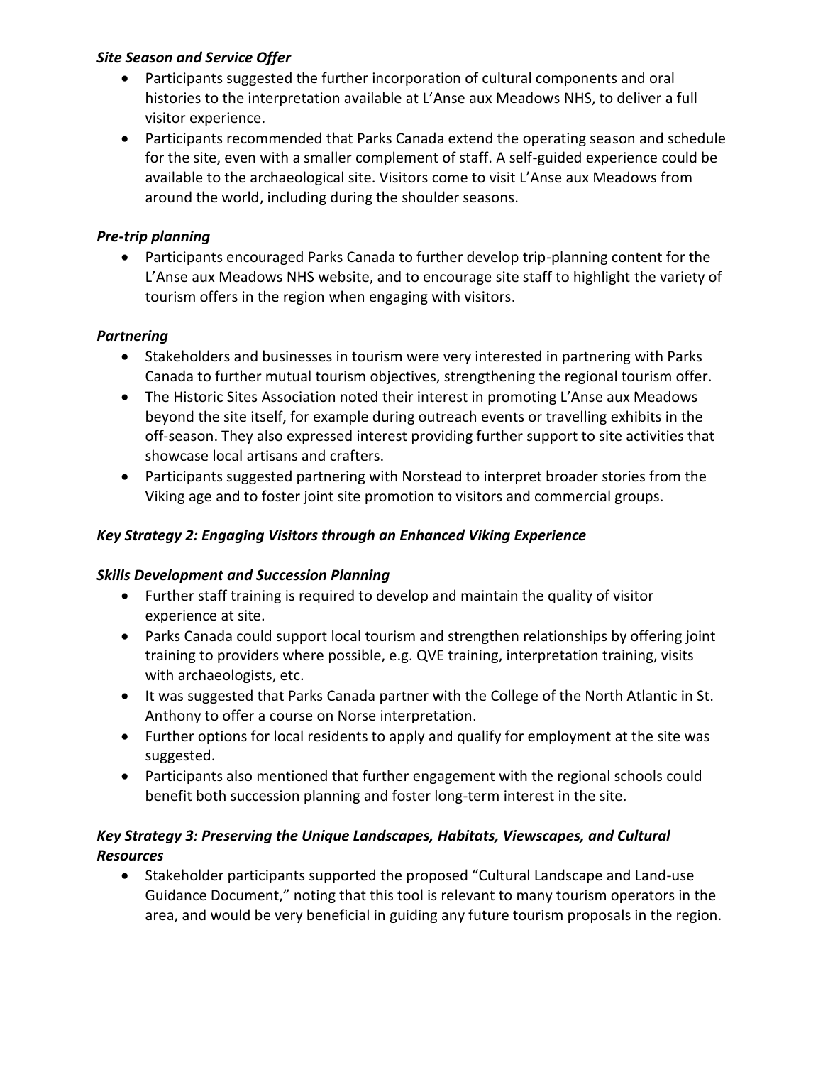### *Site Season and Service Offer*

- Participants suggested the further incorporation of cultural components and oral histories to the interpretation available at L'Anse aux Meadows NHS, to deliver a full visitor experience.
- Participants recommended that Parks Canada extend the operating season and schedule for the site, even with a smaller complement of staff. A self-guided experience could be available to the archaeological site. Visitors come to visit L'Anse aux Meadows from around the world, including during the shoulder seasons.

### *Pre-trip planning*

- Participants encouraged Parks Canada to further develop trip-planning content for the L'Anse aux Meadows NHS website, and to encourage site staff to highlight the variety of tourism offers in the region when engaging with visitors.

### *Partnering*

- Stakeholders and businesses in tourism were very interested in partnering with Parks Canada to further mutual tourism objectives, strengthening the regional tourism offer.
- The Historic Sites Association noted their interest in promoting L'Anse aux Meadows beyond the site itself, for example during outreach events or travelling exhibits in the off-season. They also expressed interest providing further support to site activities that showcase local artisans and crafters.
- Participants suggested partnering with Norstead to interpret broader stories from the Viking age and to foster joint site promotion to visitors and commercial groups.

### *Key Strategy 2: Engaging Visitors through an Enhanced Viking Experience*

### *Skills Development and Succession Planning*

- Further staff training is required to develop and maintain the quality of visitor experience at site.
- Parks Canada could support local tourism and strengthen relationships by offering joint training to providers where possible, e.g. QVE training, interpretation training, visits with archaeologists, etc.
- It was suggested that Parks Canada partner with the College of the North Atlantic in St. Anthony to offer a course on Norse interpretation.
- Further options for local residents to apply and qualify for employment at the site was suggested.
- Participants also mentioned that further engagement with the regional schools could benefit both succession planning and foster long-term interest in the site.

### *Key Strategy 3: Preserving the Unique Landscapes, Habitats, Viewscapes, and Cultural Resources*

- Stakeholder participants supported the proposed "Cultural Landscape and Land-use Guidance Document," noting that this tool is relevant to many tourism operators in the area, and would be very beneficial in guiding any future tourism proposals in the region.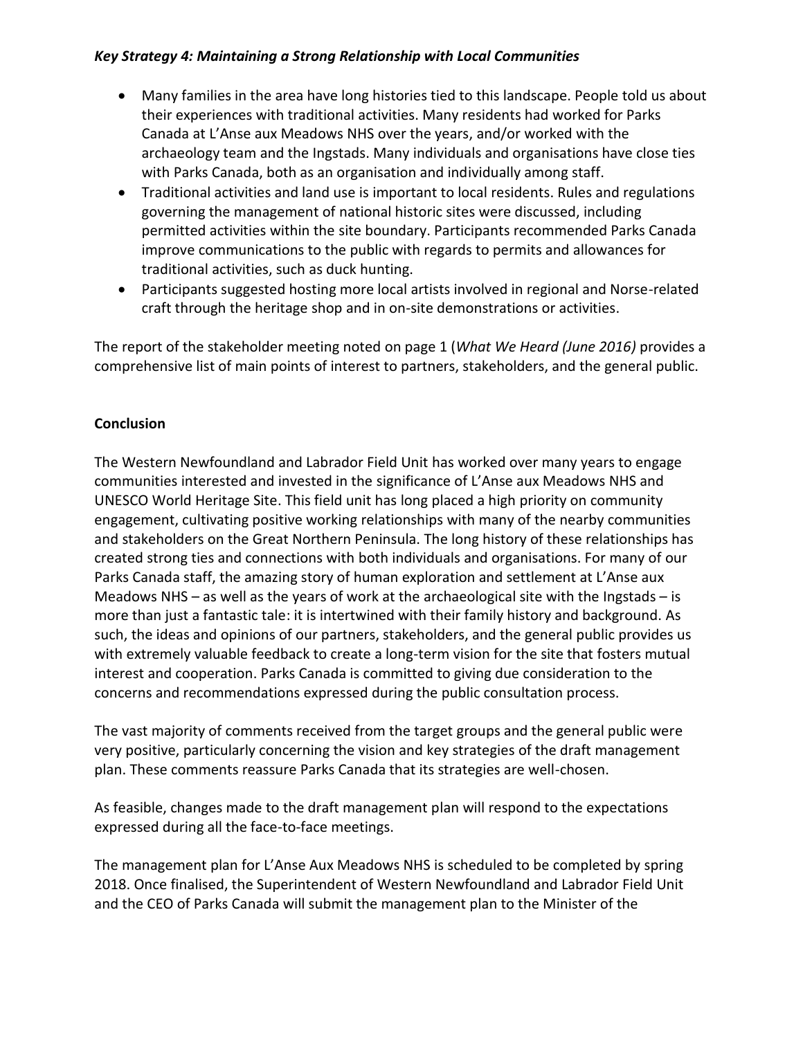### *Key Strategy 4: Maintaining a Strong Relationship with Local Communities*

- Many families in the area have long histories tied to this landscape. People told us about their experiences with traditional activities. Many residents had worked for Parks Canada at L'Anse aux Meadows NHS over the years, and/or worked with the archaeology team and the Ingstads. Many individuals and organisations have close ties with Parks Canada, both as an organisation and individually among staff.
- Traditional activities and land use is important to local residents. Rules and regulations governing the management of national historic sites were discussed, including permitted activities within the site boundary. Participants recommended Parks Canada improve communications to the public with regards to permits and allowances for traditional activities, such as duck hunting.
- Participants suggested hosting more local artists involved in regional and Norse-related craft through the heritage shop and in on-site demonstrations or activities.

The report of the stakeholder meeting noted on page 1 (*What We Heard (June 2016)* provides a comprehensive list of main points of interest to partners, stakeholders, and the general public.

## Conclusion

The Western Newfoundland and Labrador Field Unit has worked over many years to engage communities interested and invested in the significance of L'Anse aux Meadows NHS and UNESCO World Heritage Site. This field unit has long placed a high priority on community engagement, cultivating positive working relationships with many of the nearby communities and stakeholders on the Great Northern Peninsula. The long history of these relationships has created strong ties and connections with both individuals and organisations. For many of our Parks Canada staff, the amazing story of human exploration and settlement at L'Anse aux Meadows NHS – as well as the years of work at the archaeological site with the Ingstads – is more than just a fantastic tale: it is intertwined with their family history and background. As such, the ideas and opinions of our partners, stakeholders, and the general public provides us with extremely valuable feedback to create a long-term vision for the site that fosters mutual interest and cooperation. Parks Canada is committed to giving due consideration to the concerns and recommendations expressed during the public consultation process.

The vast majority of comments received from the target groups and the general public were very positive, particularly concerning the vision and key strategies of the draft management plan. These comments reassure Parks Canada that its strategies are well-chosen.

As feasible, changes made to the draft management plan will respond to the expectations expressed during all the face-to-face meetings.

The management plan for L'Anse Aux Meadows NHS is scheduled to be completed by spring 2018. Once finalised, the Superintendent of Western Newfoundland and Labrador Field Unit and the CEO of Parks Canada will submit the management plan to the Minister of the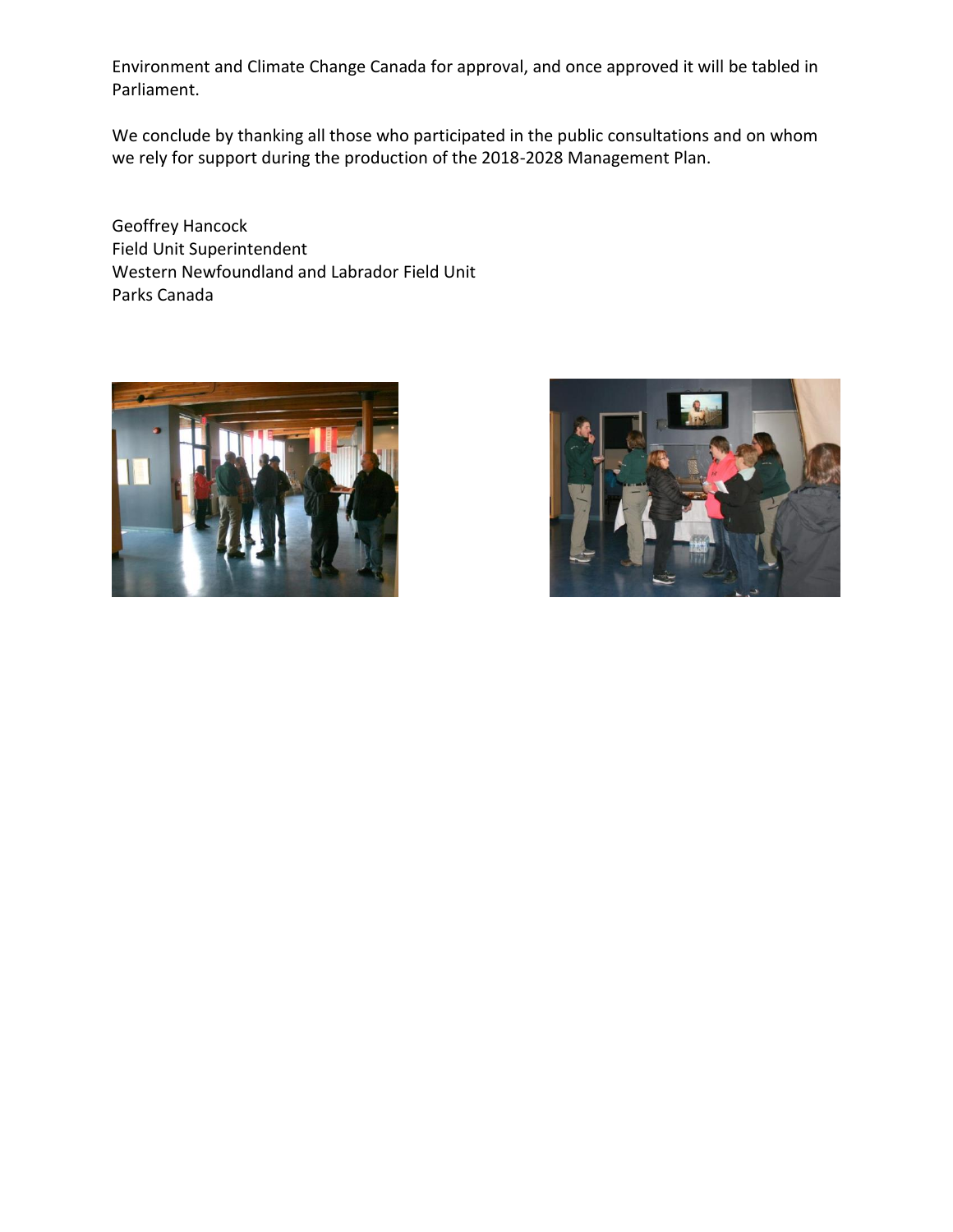Environment and Climate Change Canada for approval, and once approved it will be tabled in Parliament.

We conclude by thanking all those who participated in the public consultations and on whom we rely for support during the production of the 2018-2028 Management Plan.

Geoffrey Hancock
Field Unit Superintendent
Western Newfoundland and Labrador Field Unit
Parks Canada